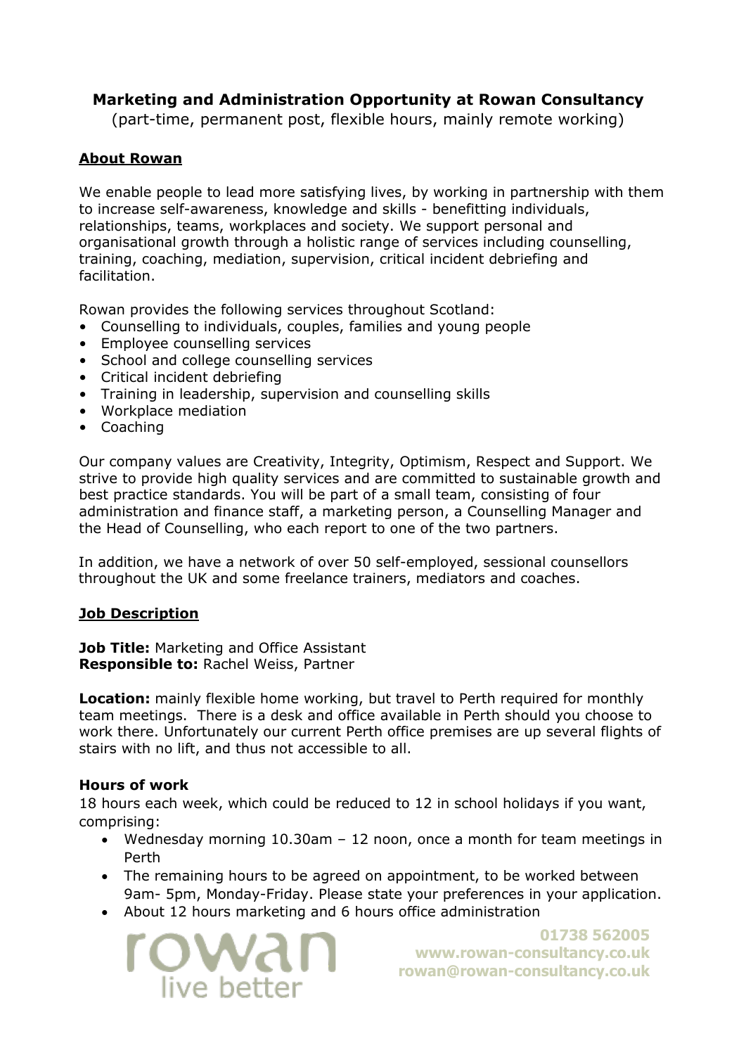# Marketing and Administration Opportunity at Rowan Consultancy

(part-time, permanent post, flexible hours, mainly remote working)

## About Rowan

We enable people to lead more satisfying lives, by working in partnership with them to increase self-awareness, knowledge and skills - benefitting individuals, relationships, teams, workplaces and society. We support personal and organisational growth through a holistic range of services including counselling, training, coaching, mediation, supervision, critical incident debriefing and facilitation.

Rowan provides the following services throughout Scotland:

- Counselling to individuals, couples, families and young people
- Employee counselling services
- School and college counselling services
- Critical incident debriefing
- Training in leadership, supervision and counselling skills
- Workplace mediation
- Coaching

Our company values are Creativity, Integrity, Optimism, Respect and Support. We strive to provide high quality services and are committed to sustainable growth and best practice standards. You will be part of a small team, consisting of four administration and finance staff, a marketing person, a Counselling Manager and the Head of Counselling, who each report to one of the two partners.

In addition, we have a network of over 50 self-employed, sessional counsellors throughout the UK and some freelance trainers, mediators and coaches.

## Job Description

**Job Title:** Marketing and Office Assistant
**Responsible to:** Rachel Weiss, Partner

**Location:** mainly flexible home working, but travel to Perth required for monthly team meetings. There is a desk and office available in Perth should you choose to work there. Unfortunately our current Perth office premises are up several flights of stairs with no lift, and thus not accessible to all.

### Hours of work

18 hours each week, which could be reduced to 12 in school holidays if you want, comprising:

- Wednesday morning 10.30am – 12 noon, once a month for team meetings in Perth
- The remaining hours to be agreed on appointment, to be worked between 9am- 5pm, Monday-Friday. Please state your preferences in your application.
- About 12 hours marketing and 6 hours office administration

rowan
live better

01738 562005
www.rowan-consultancy.co.uk
rowan@rowan-consultancy.co.uk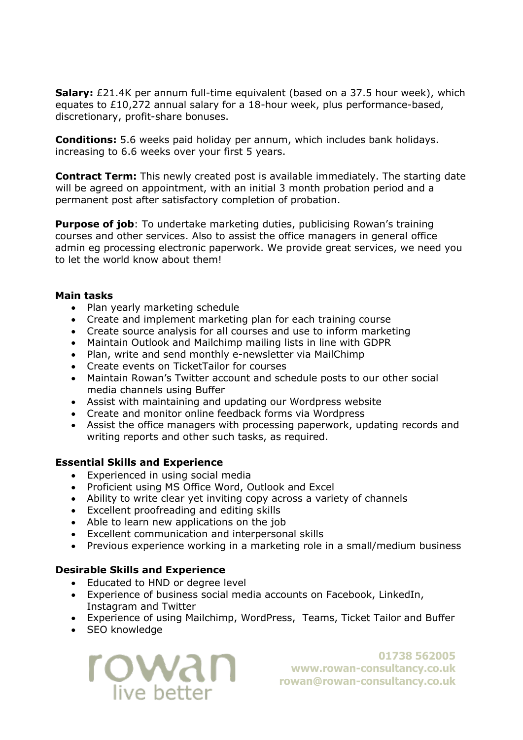**Salary:** £21.4K per annum full-time equivalent (based on a 37.5 hour week), which equates to £10,272 annual salary for a 18-hour week, plus performance-based, discretionary, profit-share bonuses.

**Conditions:** 5.6 weeks paid holiday per annum, which includes bank holidays. increasing to 6.6 weeks over your first 5 years.

**Contract Term:** This newly created post is available immediately. The starting date will be agreed on appointment, with an initial 3 month probation period and a permanent post after satisfactory completion of probation.

**Purpose of job**: To undertake marketing duties, publicising Rowan's training courses and other services. Also to assist the office managers in general office admin eg processing electronic paperwork. We provide great services, we need you to let the world know about them!

**Main tasks**

- Plan yearly marketing schedule
- Create and implement marketing plan for each training course
- Create source analysis for all courses and use to inform marketing
- Maintain Outlook and Mailchimp mailing lists in line with GDPR
- Plan, write and send monthly e-newsletter via MailChimp
- Create events on TicketTailor for courses
- Maintain Rowan's Twitter account and schedule posts to our other social media channels using Buffer
- Assist with maintaining and updating our Wordpress website
- Create and monitor online feedback forms via Wordpress
- Assist the office managers with processing paperwork, updating records and writing reports and other such tasks, as required.

**Essential Skills and Experience**

- Experienced in using social media
- Proficient using MS Office Word, Outlook and Excel
- Ability to write clear yet inviting copy across a variety of channels
- Excellent proofreading and editing skills
- Able to learn new applications on the job
- Excellent communication and interpersonal skills
- Previous experience working in a marketing role in a small/medium business

**Desirable Skills and Experience**

- Educated to HND or degree level
- Experience of business social media accounts on Facebook, LinkedIn, Instagram and Twitter
- Experience of using Mailchimp, WordPress, Teams, Ticket Tailor and Buffer
- SEO knowledge

rowan live better

01738 562005
www.rowan-consultancy.co.uk
rowan@rowan-consultancy.co.uk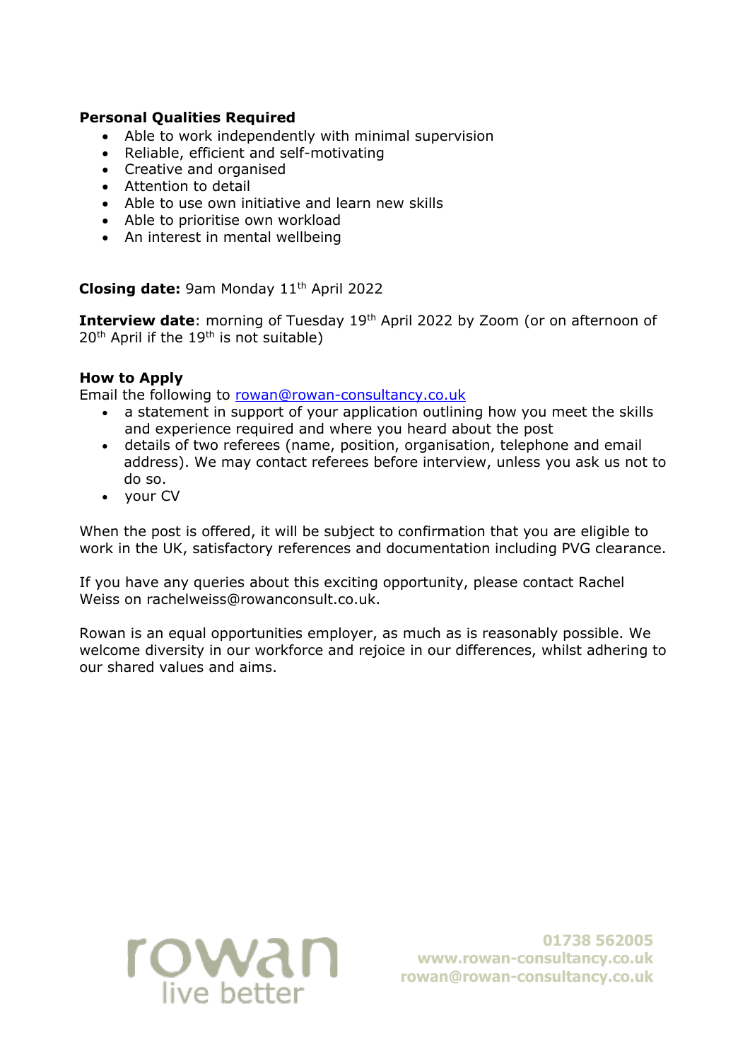**Personal Qualities Required**

- Able to work independently with minimal supervision
- Reliable, efficient and self-motivating
- Creative and organised
- Attention to detail
- Able to use own initiative and learn new skills
- Able to prioritise own workload
- An interest in mental wellbeing

**Closing date:** 9am Monday 11th April 2022

**Interview date**: morning of Tuesday 19th April 2022 by Zoom (or on afternoon of 20th April if the 19th is not suitable)

**How to Apply**

Email the following to rowan@rowan-consultancy.co.uk

- a statement in support of your application outlining how you meet the skills and experience required and where you heard about the post
- details of two referees (name, position, organisation, telephone and email address). We may contact referees before interview, unless you ask us not to do so.
- your CV

When the post is offered, it will be subject to confirmation that you are eligible to work in the UK, satisfactory references and documentation including PVG clearance.

If you have any queries about this exciting opportunity, please contact Rachel Weiss on rachelweiss@rowanconsult.co.uk.

Rowan is an equal opportunities employer, as much as is reasonably possible. We welcome diversity in our workforce and rejoice in our differences, whilst adhering to our shared values and aims.

rowan
live better

01738 562005
www.rowan-consultancy.co.uk
rowan@rowan-consultancy.co.uk